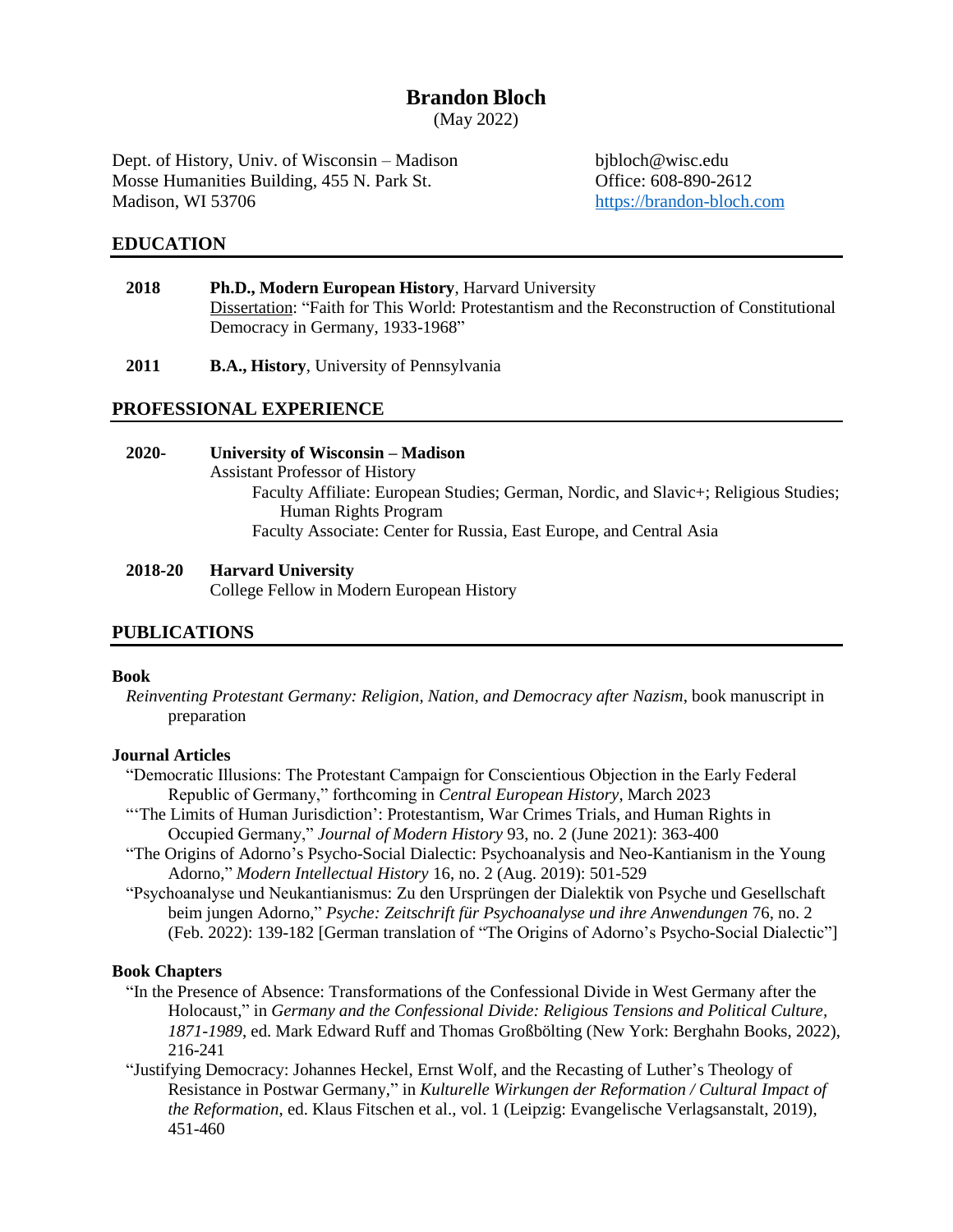# Brandon Bloch

(May 2022)

Dept. of History, Univ. of Wisconsin – Madison
Mosse Humanities Building, 455 N. Park St.
Madison, WI 53706

bjbloch@wisc.edu
Office: 608-890-2612
https://brandon-bloch.com

## EDUCATION

**2018** **Ph.D., Modern European History**, Harvard University
Dissertation: "Faith for This World: Protestantism and the Reconstruction of Constitutional Democracy in Germany, 1933-1968"

**2011** **B.A., History**, University of Pennsylvania

## PROFESSIONAL EXPERIENCE

**2020-** **University of Wisconsin – Madison**
Assistant Professor of History
Faculty Affiliate: European Studies; German, Nordic, and Slavic+; Religious Studies; Human Rights Program
Faculty Associate: Center for Russia, East Europe, and Central Asia

**2018-20** **Harvard University**
College Fellow in Modern European History

## PUBLICATIONS

### Book

*Reinventing Protestant Germany: Religion, Nation, and Democracy after Nazism*, book manuscript in preparation

### Journal Articles

"Democratic Illusions: The Protestant Campaign for Conscientious Objection in the Early Federal Republic of Germany," forthcoming in *Central European History*, March 2023

"'The Limits of Human Jurisdiction': Protestantism, War Crimes Trials, and Human Rights in Occupied Germany," *Journal of Modern History* 93, no. 2 (June 2021): 363-400

"The Origins of Adorno's Psycho-Social Dialectic: Psychoanalysis and Neo-Kantianism in the Young Adorno," *Modern Intellectual History* 16, no. 2 (Aug. 2019): 501-529

"Psychoanalyse und Neukantianismus: Zu den Ursprüngen der Dialektik von Psyche und Gesellschaft beim jungen Adorno," *Psyche: Zeitschrift für Psychoanalyse und ihre Anwendungen* 76, no. 2 (Feb. 2022): 139-182 [German translation of "The Origins of Adorno's Psycho-Social Dialectic"]

### Book Chapters

"In the Presence of Absence: Transformations of the Confessional Divide in West Germany after the Holocaust," in *Germany and the Confessional Divide: Religious Tensions and Political Culture, 1871-1989*, ed. Mark Edward Ruff and Thomas Großbölting (New York: Berghahn Books, 2022), 216-241

"Justifying Democracy: Johannes Heckel, Ernst Wolf, and the Recasting of Luther's Theology of Resistance in Postwar Germany," in *Kulturelle Wirkungen der Reformation / Cultural Impact of the Reformation*, ed. Klaus Fitschen et al., vol. 1 (Leipzig: Evangelische Verlagsanstalt, 2019), 451-460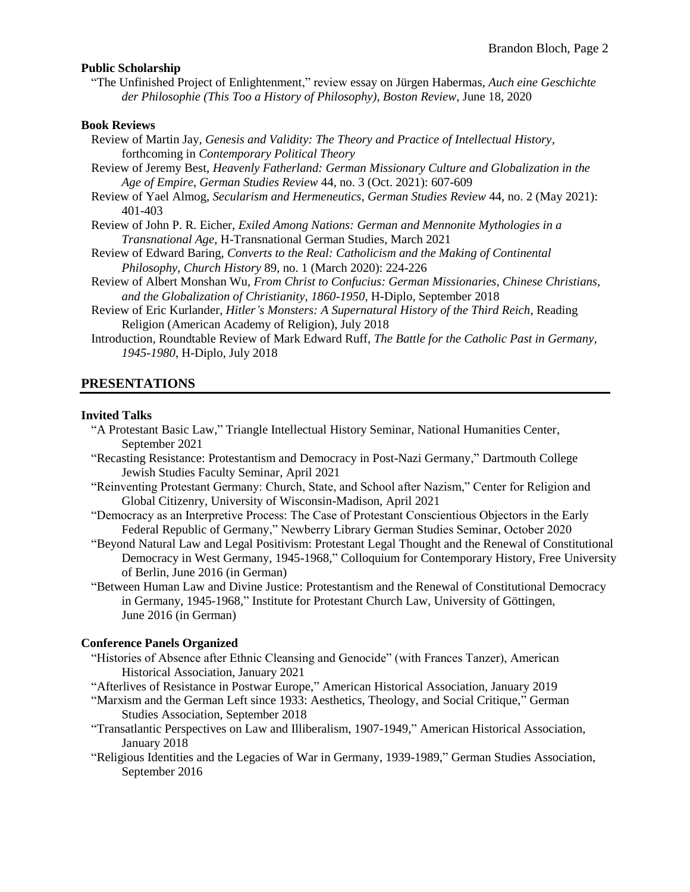### Public Scholarship

"The Unfinished Project of Enlightenment," review essay on Jürgen Habermas, *Auch eine Geschichte der Philosophie (This Too a History of Philosophy)*, *Boston Review*, June 18, 2020

### Book Reviews

Review of Martin Jay, *Genesis and Validity: The Theory and Practice of Intellectual History*, forthcoming in *Contemporary Political Theory*

Review of Jeremy Best, *Heavenly Fatherland: German Missionary Culture and Globalization in the Age of Empire*, *German Studies Review* 44, no. 3 (Oct. 2021): 607-609

Review of Yael Almog, *Secularism and Hermeneutics*, *German Studies Review* 44, no. 2 (May 2021): 401-403

Review of John P. R. Eicher, *Exiled Among Nations: German and Mennonite Mythologies in a Transnational Age*, H-Transnational German Studies, March 2021

Review of Edward Baring, *Converts to the Real: Catholicism and the Making of Continental Philosophy*, *Church History* 89, no. 1 (March 2020): 224-226

Review of Albert Monshan Wu, *From Christ to Confucius: German Missionaries, Chinese Christians, and the Globalization of Christianity, 1860-1950*, H-Diplo, September 2018

Review of Eric Kurlander, *Hitler's Monsters: A Supernatural History of the Third Reich*, Reading Religion (American Academy of Religion), July 2018

Introduction, Roundtable Review of Mark Edward Ruff, *The Battle for the Catholic Past in Germany, 1945-1980*, H-Diplo, July 2018

## PRESENTATIONS

### Invited Talks

"A Protestant Basic Law," Triangle Intellectual History Seminar, National Humanities Center, September 2021

"Recasting Resistance: Protestantism and Democracy in Post-Nazi Germany," Dartmouth College Jewish Studies Faculty Seminar, April 2021

"Reinventing Protestant Germany: Church, State, and School after Nazism," Center for Religion and Global Citizenry, University of Wisconsin-Madison, April 2021

"Democracy as an Interpretive Process: The Case of Protestant Conscientious Objectors in the Early Federal Republic of Germany," Newberry Library German Studies Seminar, October 2020

"Beyond Natural Law and Legal Positivism: Protestant Legal Thought and the Renewal of Constitutional Democracy in West Germany, 1945-1968," Colloquium for Contemporary History, Free University of Berlin, June 2016 (in German)

"Between Human Law and Divine Justice: Protestantism and the Renewal of Constitutional Democracy in Germany, 1945-1968," Institute for Protestant Church Law, University of Göttingen, June 2016 (in German)

### Conference Panels Organized

"Histories of Absence after Ethnic Cleansing and Genocide" (with Frances Tanzer), American Historical Association, January 2021

"Afterlives of Resistance in Postwar Europe," American Historical Association, January 2019

"Marxism and the German Left since 1933: Aesthetics, Theology, and Social Critique," German Studies Association, September 2018

"Transatlantic Perspectives on Law and Illiberalism, 1907-1949," American Historical Association, January 2018

"Religious Identities and the Legacies of War in Germany, 1939-1989," German Studies Association, September 2016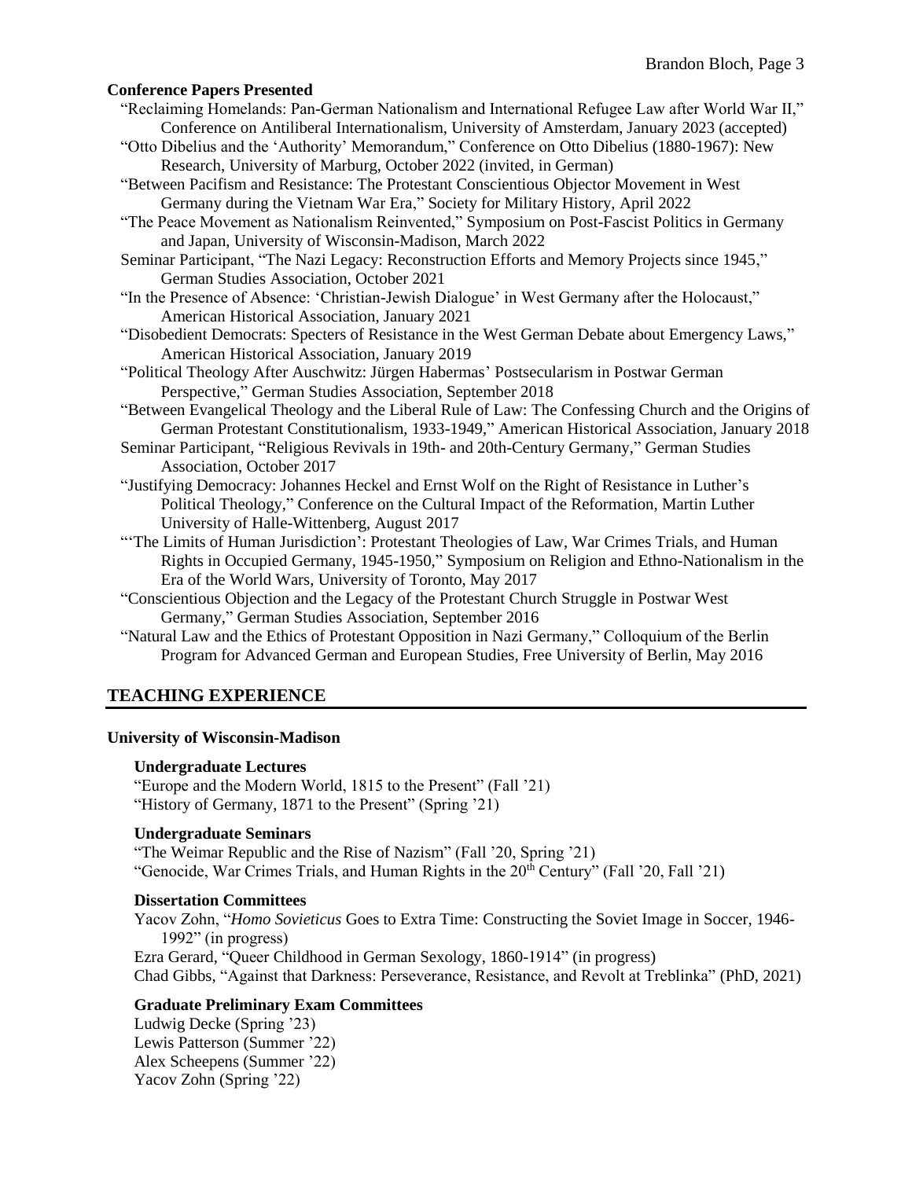**Conference Papers Presented**

"Reclaiming Homelands: Pan-German Nationalism and International Refugee Law after World War II," Conference on Antiliberal Internationalism, University of Amsterdam, January 2023 (accepted)

"Otto Dibelius and the 'Authority' Memorandum," Conference on Otto Dibelius (1880-1967): New Research, University of Marburg, October 2022 (invited, in German)

"Between Pacifism and Resistance: The Protestant Conscientious Objector Movement in West Germany during the Vietnam War Era," Society for Military History, April 2022

"The Peace Movement as Nationalism Reinvented," Symposium on Post-Fascist Politics in Germany and Japan, University of Wisconsin-Madison, March 2022

Seminar Participant, "The Nazi Legacy: Reconstruction Efforts and Memory Projects since 1945," German Studies Association, October 2021

"In the Presence of Absence: 'Christian-Jewish Dialogue' in West Germany after the Holocaust," American Historical Association, January 2021

"Disobedient Democrats: Specters of Resistance in the West German Debate about Emergency Laws," American Historical Association, January 2019

"Political Theology After Auschwitz: Jürgen Habermas' Postsecularism in Postwar German Perspective," German Studies Association, September 2018

"Between Evangelical Theology and the Liberal Rule of Law: The Confessing Church and the Origins of German Protestant Constitutionalism, 1933-1949," American Historical Association, January 2018

Seminar Participant, "Religious Revivals in 19th- and 20th-Century Germany," German Studies Association, October 2017

"Justifying Democracy: Johannes Heckel and Ernst Wolf on the Right of Resistance in Luther's Political Theology," Conference on the Cultural Impact of the Reformation, Martin Luther University of Halle-Wittenberg, August 2017

"'The Limits of Human Jurisdiction': Protestant Theologies of Law, War Crimes Trials, and Human Rights in Occupied Germany, 1945-1950," Symposium on Religion and Ethno-Nationalism in the Era of the World Wars, University of Toronto, May 2017

"Conscientious Objection and the Legacy of the Protestant Church Struggle in Postwar West Germany," German Studies Association, September 2016

"Natural Law and the Ethics of Protestant Opposition in Nazi Germany," Colloquium of the Berlin Program for Advanced German and European Studies, Free University of Berlin, May 2016

## TEACHING EXPERIENCE

**University of Wisconsin-Madison**

**Undergraduate Lectures**

"Europe and the Modern World, 1815 to the Present" (Fall '21)
"History of Germany, 1871 to the Present" (Spring '21)

**Undergraduate Seminars**

"The Weimar Republic and the Rise of Nazism" (Fall '20, Spring '21)
"Genocide, War Crimes Trials, and Human Rights in the 20th Century" (Fall '20, Fall '21)

**Dissertation Committees**

Yacov Zohn, "*Homo Sovieticus* Goes to Extra Time: Constructing the Soviet Image in Soccer, 1946-1992" (in progress)
Ezra Gerard, "Queer Childhood in German Sexology, 1860-1914" (in progress)
Chad Gibbs, "Against that Darkness: Perseverance, Resistance, and Revolt at Treblinka" (PhD, 2021)

**Graduate Preliminary Exam Committees**

Ludwig Decke (Spring '23)
Lewis Patterson (Summer '22)
Alex Scheepens (Summer '22)
Yacov Zohn (Spring '22)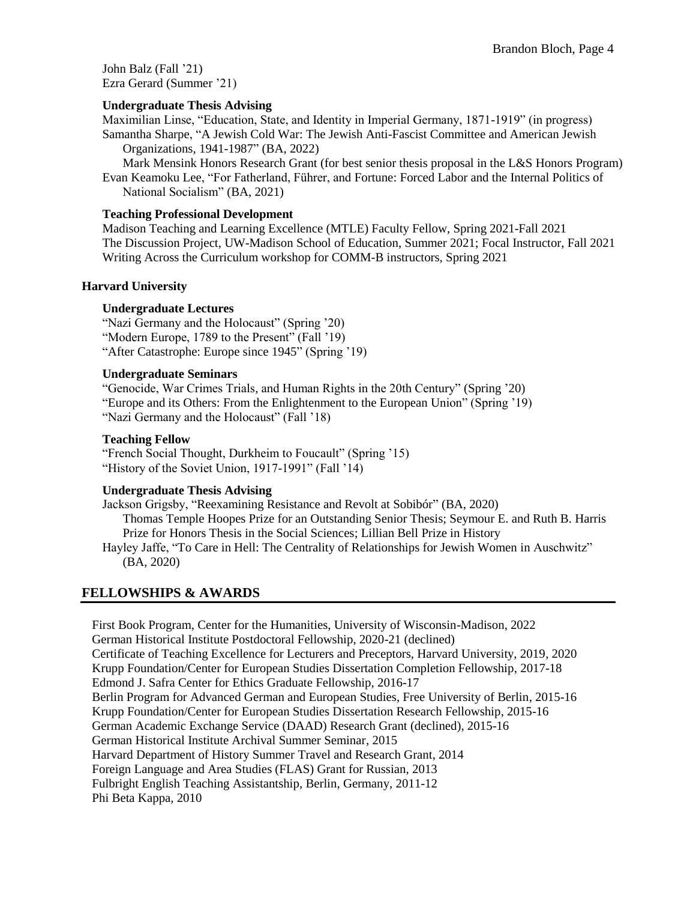John Balz (Fall '21)
Ezra Gerard (Summer '21)

**Undergraduate Thesis Advising**

Maximilian Linse, "Education, State, and Identity in Imperial Germany, 1871-1919" (in progress)
Samantha Sharpe, "A Jewish Cold War: The Jewish Anti-Fascist Committee and American Jewish Organizations, 1941-1987" (BA, 2022)
Mark Mensink Honors Research Grant (for best senior thesis proposal in the L&S Honors Program)
Evan Keamoku Lee, "For Fatherland, Führer, and Fortune: Forced Labor and the Internal Politics of National Socialism" (BA, 2021)

**Teaching Professional Development**

Madison Teaching and Learning Excellence (MTLE) Faculty Fellow, Spring 2021-Fall 2021
The Discussion Project, UW-Madison School of Education, Summer 2021; Focal Instructor, Fall 2021
Writing Across the Curriculum workshop for COMM-B instructors, Spring 2021

### Harvard University

**Undergraduate Lectures**

"Nazi Germany and the Holocaust" (Spring '20)
"Modern Europe, 1789 to the Present" (Fall '19)
"After Catastrophe: Europe since 1945" (Spring '19)

**Undergraduate Seminars**

"Genocide, War Crimes Trials, and Human Rights in the 20th Century" (Spring '20)
"Europe and its Others: From the Enlightenment to the European Union" (Spring '19)
"Nazi Germany and the Holocaust" (Fall '18)

**Teaching Fellow**

"French Social Thought, Durkheim to Foucault" (Spring '15)
"History of the Soviet Union, 1917-1991" (Fall '14)

**Undergraduate Thesis Advising**

Jackson Grigsby, "Reexamining Resistance and Revolt at Sobibór" (BA, 2020)
Thomas Temple Hoopes Prize for an Outstanding Senior Thesis; Seymour E. and Ruth B. Harris Prize for Honors Thesis in the Social Sciences; Lillian Bell Prize in History
Hayley Jaffe, "To Care in Hell: The Centrality of Relationships for Jewish Women in Auschwitz" (BA, 2020)

## FELLOWSHIPS & AWARDS

First Book Program, Center for the Humanities, University of Wisconsin-Madison, 2022
German Historical Institute Postdoctoral Fellowship, 2020-21 (declined)
Certificate of Teaching Excellence for Lecturers and Preceptors, Harvard University, 2019, 2020
Krupp Foundation/Center for European Studies Dissertation Completion Fellowship, 2017-18
Edmond J. Safra Center for Ethics Graduate Fellowship, 2016-17
Berlin Program for Advanced German and European Studies, Free University of Berlin, 2015-16
Krupp Foundation/Center for European Studies Dissertation Research Fellowship, 2015-16
German Academic Exchange Service (DAAD) Research Grant (declined), 2015-16
German Historical Institute Archival Summer Seminar, 2015
Harvard Department of History Summer Travel and Research Grant, 2014
Foreign Language and Area Studies (FLAS) Grant for Russian, 2013
Fulbright English Teaching Assistantship, Berlin, Germany, 2011-12
Phi Beta Kappa, 2010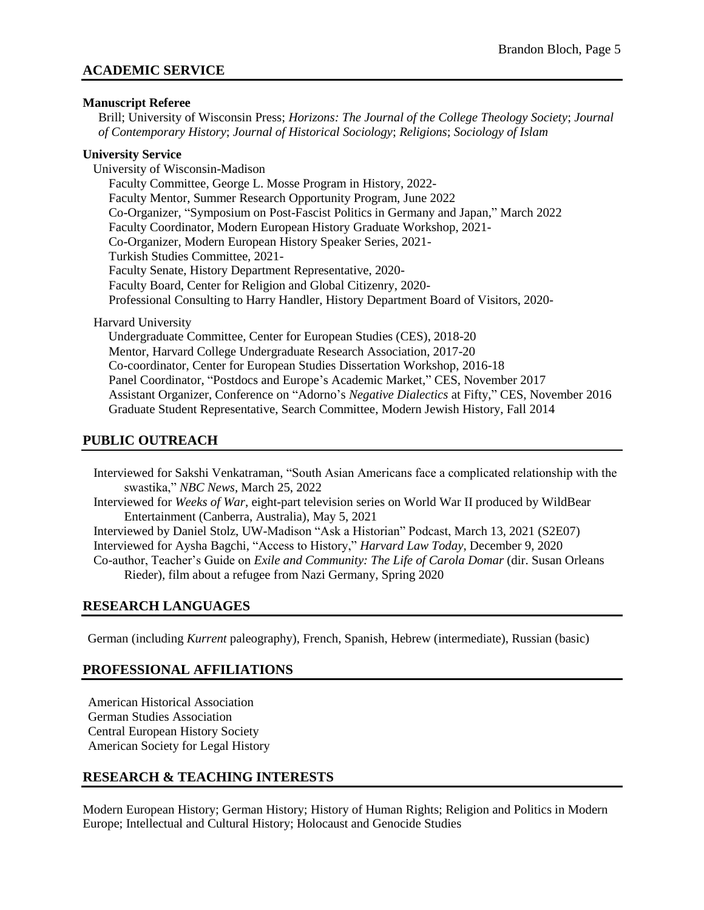## ACADEMIC SERVICE

**Manuscript Referee**

Brill; University of Wisconsin Press; *Horizons: The Journal of the College Theology Society*; *Journal of Contemporary History*; *Journal of Historical Sociology*; *Religions*; *Sociology of Islam*

**University Service**

University of Wisconsin-Madison

- Faculty Committee, George L. Mosse Program in History, 2022-
- Faculty Mentor, Summer Research Opportunity Program, June 2022
- Co-Organizer, "Symposium on Post-Fascist Politics in Germany and Japan," March 2022
- Faculty Coordinator, Modern European History Graduate Workshop, 2021-
- Co-Organizer, Modern European History Speaker Series, 2021-
- Turkish Studies Committee, 2021-
- Faculty Senate, History Department Representative, 2020-
- Faculty Board, Center for Religion and Global Citizenry, 2020-
- Professional Consulting to Harry Handler, History Department Board of Visitors, 2020-

Harvard University

- Undergraduate Committee, Center for European Studies (CES), 2018-20
- Mentor, Harvard College Undergraduate Research Association, 2017-20
- Co-coordinator, Center for European Studies Dissertation Workshop, 2016-18
- Panel Coordinator, "Postdocs and Europe's Academic Market," CES, November 2017
- Assistant Organizer, Conference on "Adorno's *Negative Dialectics* at Fifty," CES, November 2016
- Graduate Student Representative, Search Committee, Modern Jewish History, Fall 2014

## PUBLIC OUTREACH

Interviewed for Sakshi Venkatraman, "South Asian Americans face a complicated relationship with the swastika," *NBC News*, March 25, 2022

Interviewed for *Weeks of War*, eight-part television series on World War II produced by WildBear Entertainment (Canberra, Australia), May 5, 2021

Interviewed by Daniel Stolz, UW-Madison "Ask a Historian" Podcast, March 13, 2021 (S2E07)

Interviewed for Aysha Bagchi, "Access to History," *Harvard Law Today*, December 9, 2020

Co-author, Teacher's Guide on *Exile and Community: The Life of Carola Domar* (dir. Susan Orleans Rieder), film about a refugee from Nazi Germany, Spring 2020

## RESEARCH LANGUAGES

German (including *Kurrent* paleography), French, Spanish, Hebrew (intermediate), Russian (basic)

## PROFESSIONAL AFFILIATIONS

American Historical Association
German Studies Association
Central European History Society
American Society for Legal History

## RESEARCH & TEACHING INTERESTS

Modern European History; German History; History of Human Rights; Religion and Politics in Modern Europe; Intellectual and Cultural History; Holocaust and Genocide Studies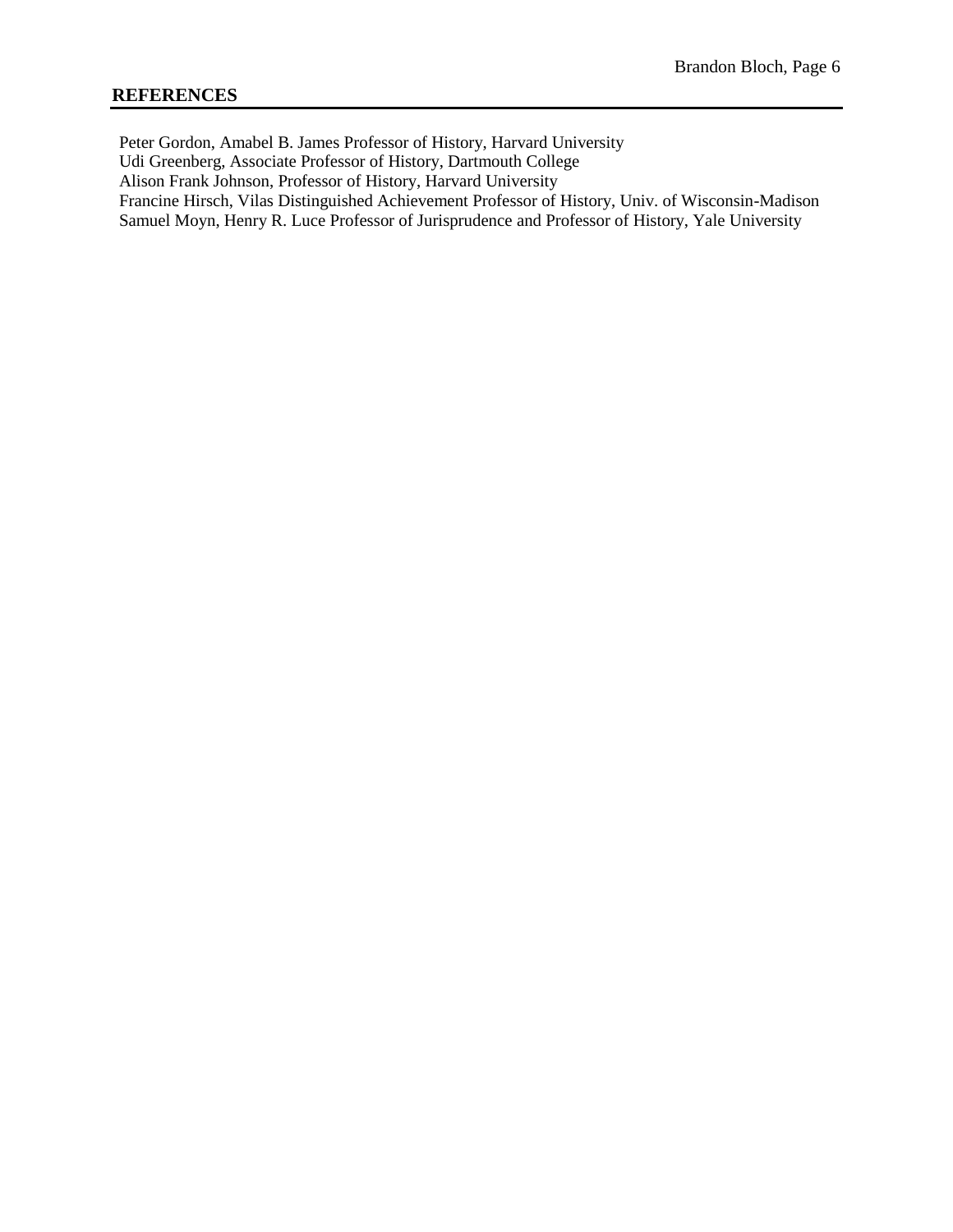## REFERENCES

Peter Gordon, Amabel B. James Professor of History, Harvard University
Udi Greenberg, Associate Professor of History, Dartmouth College
Alison Frank Johnson, Professor of History, Harvard University
Francine Hirsch, Vilas Distinguished Achievement Professor of History, Univ. of Wisconsin-Madison
Samuel Moyn, Henry R. Luce Professor of Jurisprudence and Professor of History, Yale University